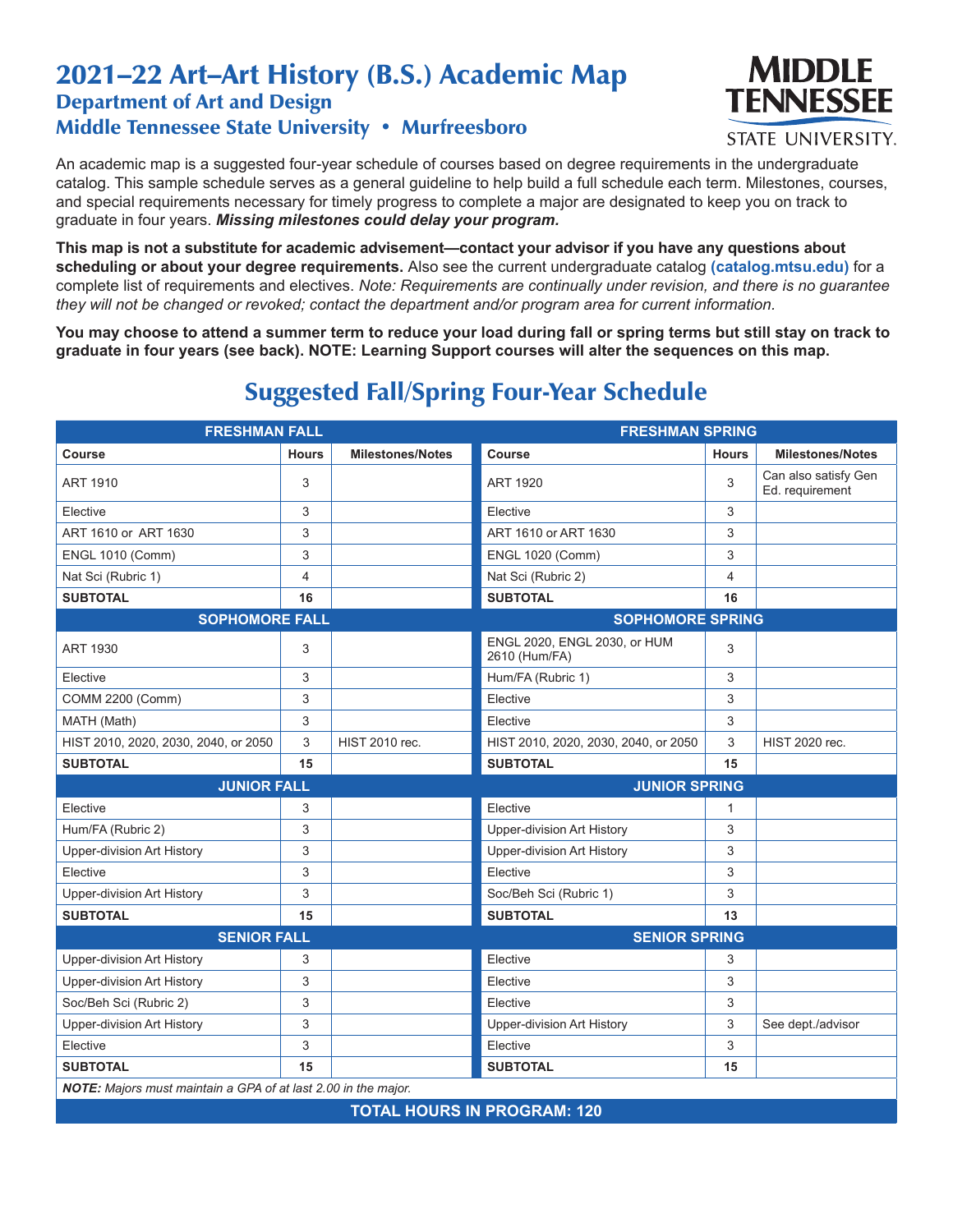# 2021–22 Art–Art History (B.S.) Academic Map

## Department of Art and Design

## Middle Tennessee State University • Murfreesboro

An academic map is a suggested four-year schedule of courses based on degree requirements in the undergraduate catalog. This sample schedule serves as a general guideline to help build a full schedule each term. Milestones, courses, and special requirements necessary for timely progress to complete a major are designated to keep you on track to graduate in four years. ***Missing milestones could delay your program.***

**This map is not a substitute for academic advisement—contact your advisor if you have any questions about scheduling or about your degree requirements.** Also see the current undergraduate catalog **(catalog.mtsu.edu)** for a complete list of requirements and electives. *Note: Requirements are continually under revision, and there is no guarantee they will not be changed or revoked; contact the department and/or program area for current information.*

**You may choose to attend a summer term to reduce your load during fall or spring terms but still stay on track to graduate in four years (see back). NOTE: Learning Support courses will alter the sequences on this map.**

## Suggested Fall/Spring Four-Year Schedule

| FRESHMAN FALL | | | FRESHMAN SPRING | | |
|---|---|---|---|---|---|
| **Course** | **Hours** | **Milestones/Notes** | **Course** | **Hours** | **Milestones/Notes** |
| ART 1910 | 3 | | ART 1920 | 3 | Can also satisfy Gen Ed. requirement |
| Elective | 3 | | Elective | 3 | |
| ART 1610 or ART 1630 | 3 | | ART 1610 or ART 1630 | 3 | |
| ENGL 1010 (Comm) | 3 | | ENGL 1020 (Comm) | 3 | |
| Nat Sci (Rubric 1) | 4 | | Nat Sci (Rubric 2) | 4 | |
| **SUBTOTAL** | **16** | | **SUBTOTAL** | **16** | |
| **SOPHOMORE FALL** | | | **SOPHOMORE SPRING** | | |
| ART 1930 | 3 | | ENGL 2020, ENGL 2030, or HUM 2610 (Hum/FA) | 3 | |
| Elective | 3 | | Hum/FA (Rubric 1) | 3 | |
| COMM 2200 (Comm) | 3 | | Elective | 3 | |
| MATH (Math) | 3 | | Elective | 3 | |
| HIST 2010, 2020, 2030, 2040, or 2050 | 3 | HIST 2010 rec. | HIST 2010, 2020, 2030, 2040, or 2050 | 3 | HIST 2020 rec. |
| **SUBTOTAL** | **15** | | **SUBTOTAL** | **15** | |
| **JUNIOR FALL** | | | **JUNIOR SPRING** | | |
| Elective | 3 | | Elective | 1 | |
| Hum/FA (Rubric 2) | 3 | | Upper-division Art History | 3 | |
| Upper-division Art History | 3 | | Upper-division Art History | 3 | |
| Elective | 3 | | Elective | 3 | |
| Upper-division Art History | 3 | | Soc/Beh Sci (Rubric 1) | 3 | |
| **SUBTOTAL** | **15** | | **SUBTOTAL** | **13** | |
| **SENIOR FALL** | | | **SENIOR SPRING** | | |
| Upper-division Art History | 3 | | Elective | 3 | |
| Upper-division Art History | 3 | | Elective | 3 | |
| Soc/Beh Sci (Rubric 2) | 3 | | Elective | 3 | |
| Upper-division Art History | 3 | | Upper-division Art History | 3 | See dept./advisor |
| Elective | 3 | | Elective | 3 | |
| **SUBTOTAL** | **15** | | **SUBTOTAL** | **15** | |

***NOTE:*** *Majors must maintain a GPA of at last 2.00 in the major.*

**TOTAL HOURS IN PROGRAM: 120**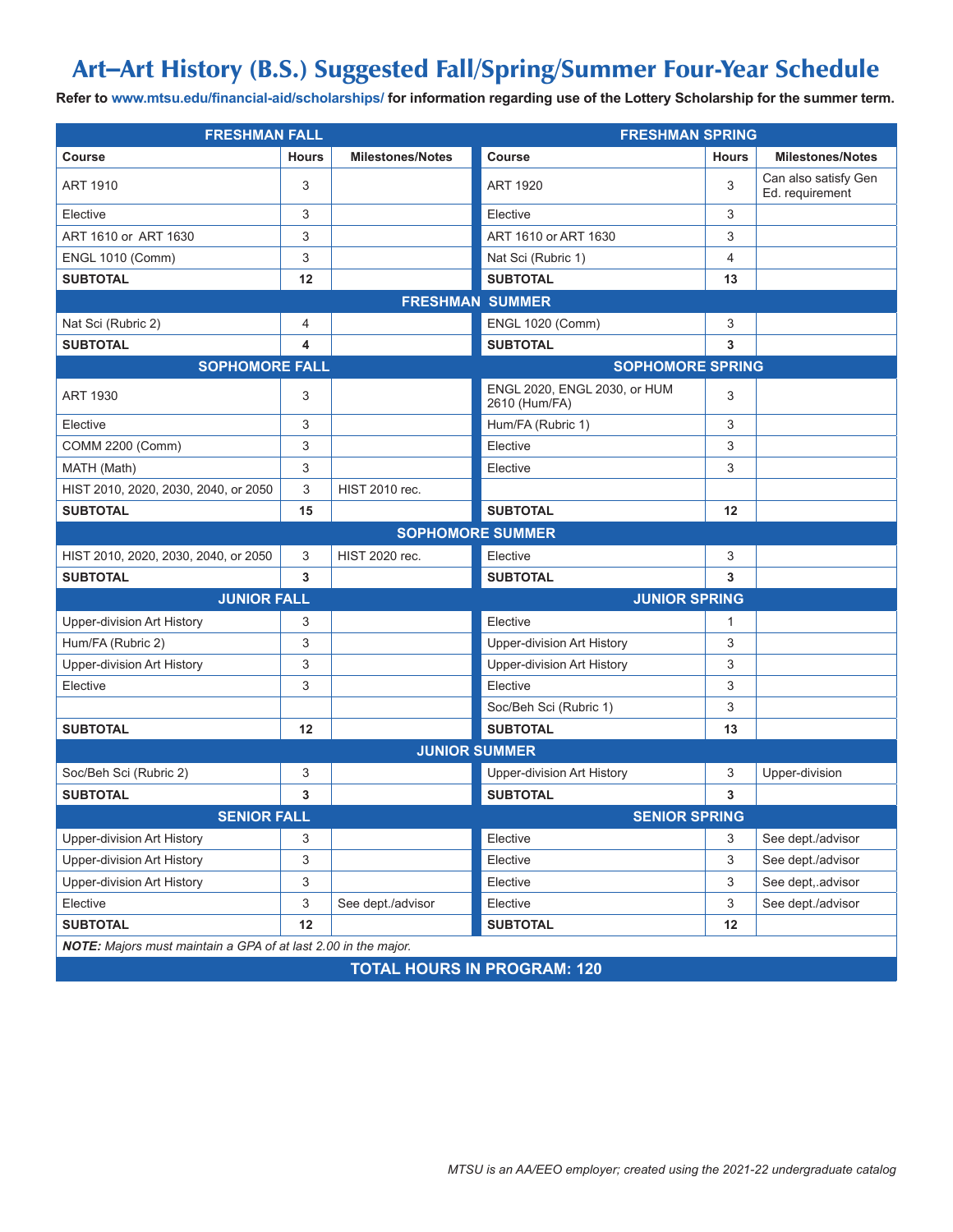# Art–Art History (B.S.) Suggested Fall/Spring/Summer Four-Year Schedule

**Refer to www.mtsu.edu/financial-aid/scholarships/ for information regarding use of the Lottery Scholarship for the summer term.**

| FRESHMAN FALL | | | FRESHMAN SPRING | | |
|---|---|---|---|---|---|
| **Course** | **Hours** | **Milestones/Notes** | **Course** | **Hours** | **Milestones/Notes** |
| ART 1910 | 3 | | ART 1920 | 3 | Can also satisfy Gen Ed. requirement |
| Elective | 3 | | Elective | 3 | |
| ART 1610 or ART 1630 | 3 | | ART 1610 or ART 1630 | 3 | |
| ENGL 1010 (Comm) | 3 | | Nat Sci (Rubric 1) | 4 | |
| **SUBTOTAL** | **12** | | **SUBTOTAL** | **13** | |
| **FRESHMAN SUMMER** | | | | | |
| Nat Sci (Rubric 2) | 4 | | ENGL 1020 (Comm) | 3 | |
| **SUBTOTAL** | **4** | | **SUBTOTAL** | **3** | |
| **SOPHOMORE FALL** | | | **SOPHOMORE SPRING** | | |
| ART 1930 | 3 | | ENGL 2020, ENGL 2030, or HUM 2610 (Hum/FA) | 3 | |
| Elective | 3 | | Hum/FA (Rubric 1) | 3 | |
| COMM 2200 (Comm) | 3 | | Elective | 3 | |
| MATH (Math) | 3 | | Elective | 3 | |
| HIST 2010, 2020, 2030, 2040, or 2050 | 3 | HIST 2010 rec. | | | |
| **SUBTOTAL** | **15** | | **SUBTOTAL** | **12** | |
| **SOPHOMORE SUMMER** | | | | | |
| HIST 2010, 2020, 2030, 2040, or 2050 | 3 | HIST 2020 rec. | Elective | 3 | |
| **SUBTOTAL** | **3** | | **SUBTOTAL** | **3** | |
| **JUNIOR FALL** | | | **JUNIOR SPRING** | | |
| Upper-division Art History | 3 | | Elective | 1 | |
| Hum/FA (Rubric 2) | 3 | | Upper-division Art History | 3 | |
| Upper-division Art History | 3 | | Upper-division Art History | 3 | |
| Elective | 3 | | Elective | 3 | |
| | | | Soc/Beh Sci (Rubric 1) | 3 | |
| **SUBTOTAL** | **12** | | **SUBTOTAL** | **13** | |
| **JUNIOR SUMMER** | | | | | |
| Soc/Beh Sci (Rubric 2) | 3 | | Upper-division Art History | 3 | Upper-division |
| **SUBTOTAL** | **3** | | **SUBTOTAL** | **3** | |
| **SENIOR FALL** | | | **SENIOR SPRING** | | |
| Upper-division Art History | 3 | | Elective | 3 | See dept./advisor |
| Upper-division Art History | 3 | | Elective | 3 | See dept./advisor |
| Upper-division Art History | 3 | | Elective | 3 | See dept,.advisor |
| Elective | 3 | See dept./advisor | Elective | 3 | See dept./advisor |
| **SUBTOTAL** | **12** | | **SUBTOTAL** | **12** | |

***NOTE:*** *Majors must maintain a GPA of at last 2.00 in the major.*

**TOTAL HOURS IN PROGRAM: 120**

*MTSU is an AA/EEO employer; created using the 2021-22 undergraduate catalog*